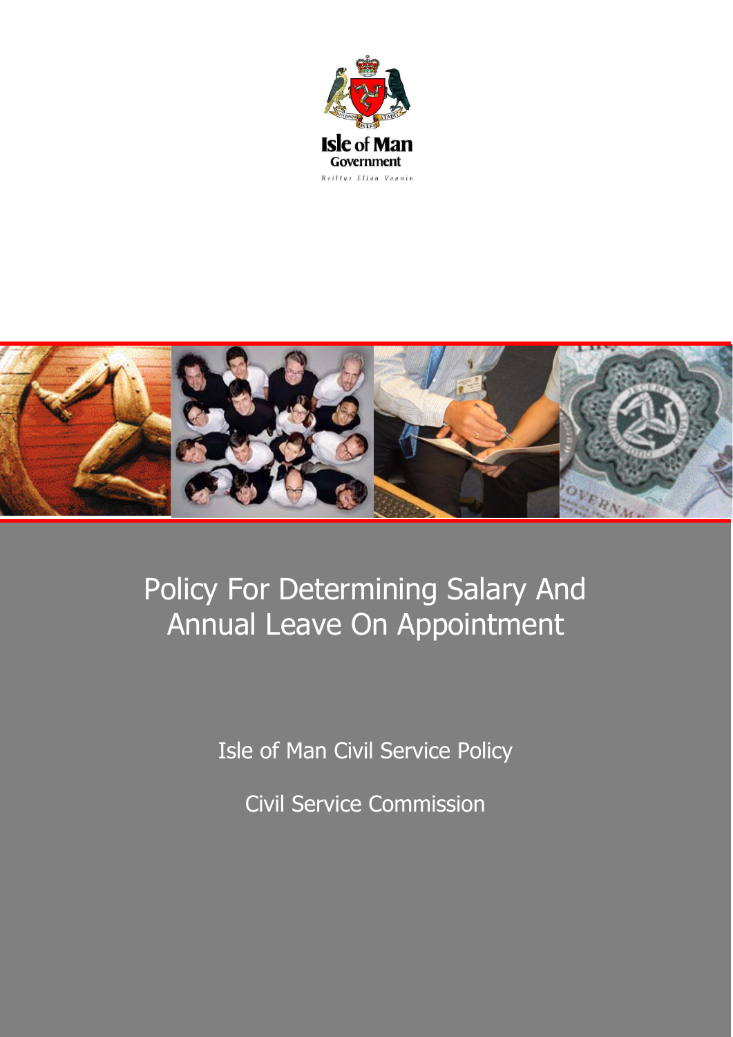Isle of Man Government

Reiltys Ellan Vannin

# Policy For Determining Salary And Annual Leave On Appointment

Isle of Man Civil Service Policy

Civil Service Commission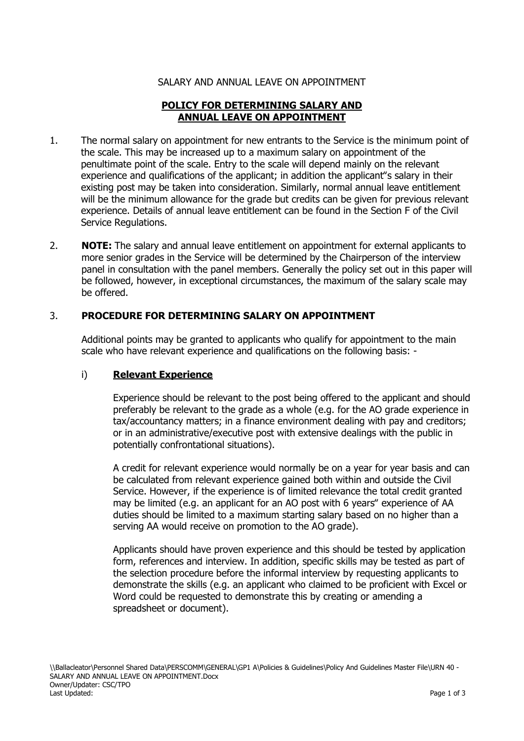SALARY AND ANNUAL LEAVE ON APPOINTMENT

## POLICY FOR DETERMINING SALARY AND ANNUAL LEAVE ON APPOINTMENT

1. The normal salary on appointment for new entrants to the Service is the minimum point of the scale. This may be increased up to a maximum salary on appointment of the penultimate point of the scale. Entry to the scale will depend mainly on the relevant experience and qualifications of the applicant; in addition the applicant"s salary in their existing post may be taken into consideration. Similarly, normal annual leave entitlement will be the minimum allowance for the grade but credits can be given for previous relevant experience. Details of annual leave entitlement can be found in the Section F of the Civil Service Regulations.

2. **NOTE:** The salary and annual leave entitlement on appointment for external applicants to more senior grades in the Service will be determined by the Chairperson of the interview panel in consultation with the panel members. Generally the policy set out in this paper will be followed, however, in exceptional circumstances, the maximum of the salary scale may be offered.

3. **PROCEDURE FOR DETERMINING SALARY ON APPOINTMENT**

   Additional points may be granted to applicants who qualify for appointment to the main scale who have relevant experience and qualifications on the following basis: -

   i) **Relevant Experience**

   Experience should be relevant to the post being offered to the applicant and should preferably be relevant to the grade as a whole (e.g. for the AO grade experience in tax/accountancy matters; in a finance environment dealing with pay and creditors; or in an administrative/executive post with extensive dealings with the public in potentially confrontational situations).

   A credit for relevant experience would normally be on a year for year basis and can be calculated from relevant experience gained both within and outside the Civil Service. However, if the experience is of limited relevance the total credit granted may be limited (e.g. an applicant for an AO post with 6 years" experience of AA duties should be limited to a maximum starting salary based on no higher than a serving AA would receive on promotion to the AO grade).

   Applicants should have proven experience and this should be tested by application form, references and interview. In addition, specific skills may be tested as part of the selection procedure before the informal interview by requesting applicants to demonstrate the skills (e.g. an applicant who claimed to be proficient with Excel or Word could be requested to demonstrate this by creating or amending a spreadsheet or document).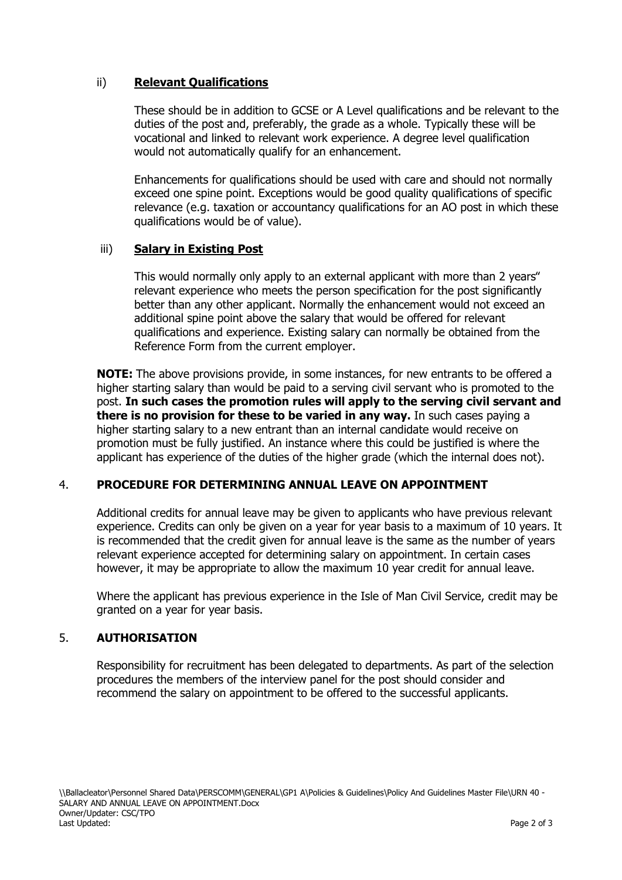ii) **Relevant Qualifications**

These should be in addition to GCSE or A Level qualifications and be relevant to the duties of the post and, preferably, the grade as a whole. Typically these will be vocational and linked to relevant work experience. A degree level qualification would not automatically qualify for an enhancement.

Enhancements for qualifications should be used with care and should not normally exceed one spine point. Exceptions would be good quality qualifications of specific relevance (e.g. taxation or accountancy qualifications for an AO post in which these qualifications would be of value).

iii) **Salary in Existing Post**

This would normally only apply to an external applicant with more than 2 years" relevant experience who meets the person specification for the post significantly better than any other applicant. Normally the enhancement would not exceed an additional spine point above the salary that would be offered for relevant qualifications and experience. Existing salary can normally be obtained from the Reference Form from the current employer.

**NOTE:** The above provisions provide, in some instances, for new entrants to be offered a higher starting salary than would be paid to a serving civil servant who is promoted to the post. **In such cases the promotion rules will apply to the serving civil servant and there is no provision for these to be varied in any way.** In such cases paying a higher starting salary to a new entrant than an internal candidate would receive on promotion must be fully justified. An instance where this could be justified is where the applicant has experience of the duties of the higher grade (which the internal does not).

## 4. PROCEDURE FOR DETERMINING ANNUAL LEAVE ON APPOINTMENT

Additional credits for annual leave may be given to applicants who have previous relevant experience. Credits can only be given on a year for year basis to a maximum of 10 years. It is recommended that the credit given for annual leave is the same as the number of years relevant experience accepted for determining salary on appointment. In certain cases however, it may be appropriate to allow the maximum 10 year credit for annual leave.

Where the applicant has previous experience in the Isle of Man Civil Service, credit may be granted on a year for year basis.

## 5. AUTHORISATION

Responsibility for recruitment has been delegated to departments. As part of the selection procedures the members of the interview panel for the post should consider and recommend the salary on appointment to be offered to the successful applicants.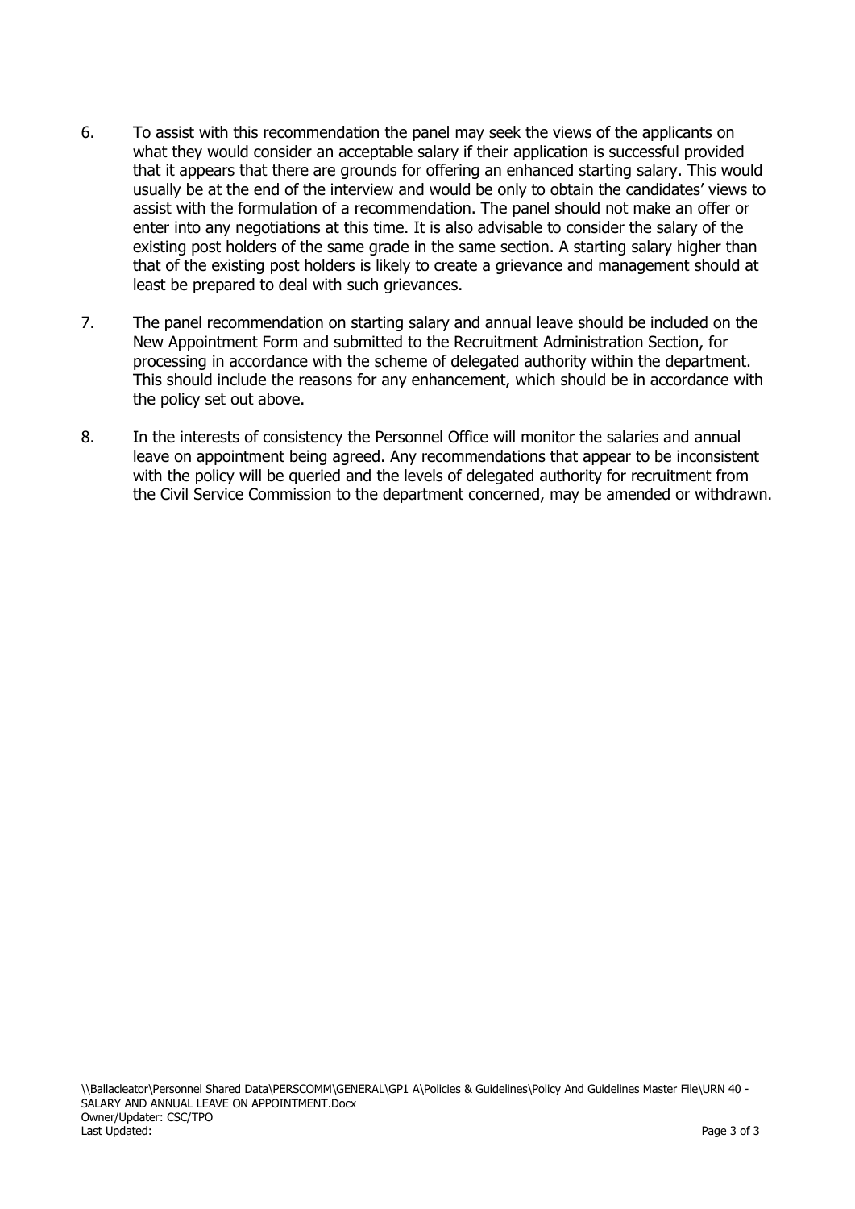6. To assist with this recommendation the panel may seek the views of the applicants on what they would consider an acceptable salary if their application is successful provided that it appears that there are grounds for offering an enhanced starting salary. This would usually be at the end of the interview and would be only to obtain the candidates' views to assist with the formulation of a recommendation. The panel should not make an offer or enter into any negotiations at this time. It is also advisable to consider the salary of the existing post holders of the same grade in the same section. A starting salary higher than that of the existing post holders is likely to create a grievance and management should at least be prepared to deal with such grievances.

7. The panel recommendation on starting salary and annual leave should be included on the New Appointment Form and submitted to the Recruitment Administration Section, for processing in accordance with the scheme of delegated authority within the department. This should include the reasons for any enhancement, which should be in accordance with the policy set out above.

8. In the interests of consistency the Personnel Office will monitor the salaries and annual leave on appointment being agreed. Any recommendations that appear to be inconsistent with the policy will be queried and the levels of delegated authority for recruitment from the Civil Service Commission to the department concerned, may be amended or withdrawn.